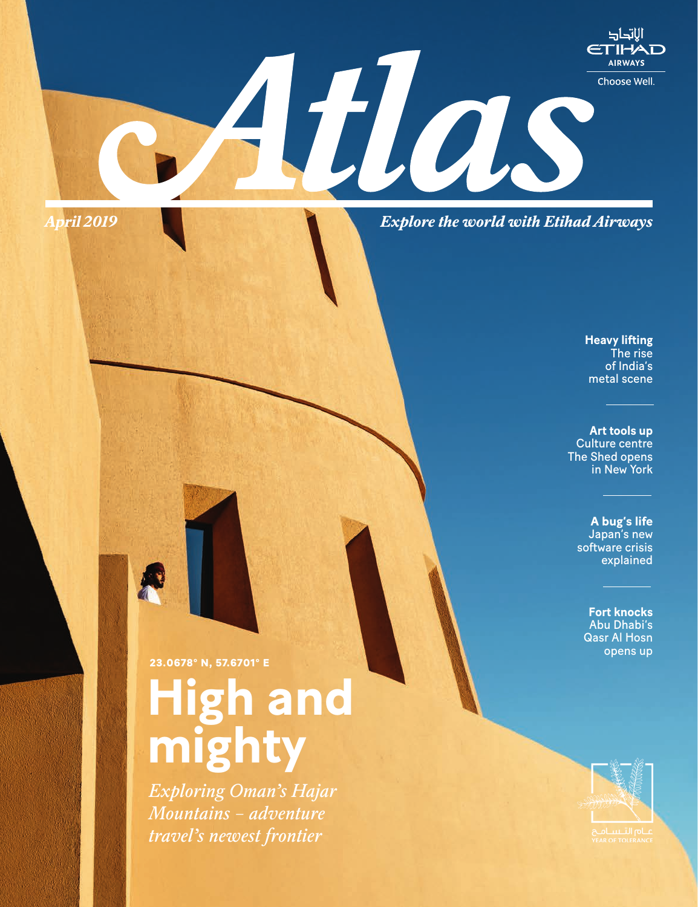الاتحاد
ETIHAD
AIRWAYS

Choose Well.

# Atlas

*April 2019*

*Explore the world with Etihad Airways*

**Heavy lifting**
The rise of India's metal scene

**Art tools up**
Culture centre The Shed opens in New York

**A bug's life**
Japan's new software crisis explained

**Fort knocks**
Abu Dhabi's Qasr Al Hosn opens up

**23.0678° N, 57.6701° E**

## High and mighty

*Exploring Oman's Hajar Mountains – adventure travel's newest frontier*

عام التسامح
YEAR OF TOLERANCE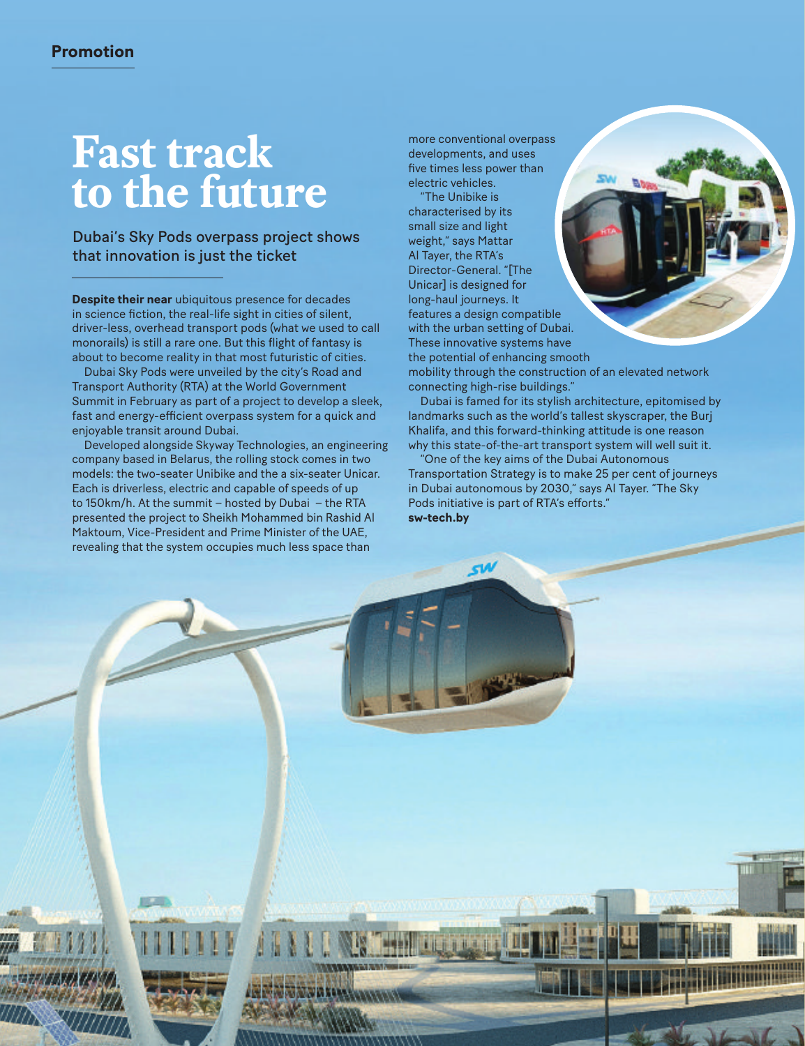Promotion

# Fast track to the future

## Dubai's Sky Pods overpass project shows that innovation is just the ticket

**Despite their near** ubiquitous presence for decades in science fiction, the real-life sight in cities of silent, driver-less, overhead transport pods (what we used to call monorails) is still a rare one. But this flight of fantasy is about to become reality in that most futuristic of cities.

Dubai Sky Pods were unveiled by the city's Road and Transport Authority (RTA) at the World Government Summit in February as part of a project to develop a sleek, fast and energy-efficient overpass system for a quick and enjoyable transit around Dubai.

Developed alongside Skyway Technologies, an engineering company based in Belarus, the rolling stock comes in two models: the two-seater Unibike and the a six-seater Unicar. Each is driverless, electric and capable of speeds of up to 150km/h. At the summit – hosted by Dubai – the RTA presented the project to Sheikh Mohammed bin Rashid Al Maktoum, Vice-President and Prime Minister of the UAE, revealing that the system occupies much less space than more conventional overpass developments, and uses five times less power than electric vehicles.

"The Unibike is characterised by its small size and light weight," says Mattar Al Tayer, the RTA's Director-General. "[The Unicar] is designed for long-haul journeys. It features a design compatible with the urban setting of Dubai. These innovative systems have the potential of enhancing smooth mobility through the construction of an elevated network connecting high-rise buildings."

Dubai is famed for its stylish architecture, epitomised by landmarks such as the world's tallest skyscraper, the Burj Khalifa, and this forward-thinking attitude is one reason why this state-of-the-art transport system will well suit it.

"One of the key aims of the Dubai Autonomous Transportation Strategy is to make 25 per cent of journeys in Dubai autonomous by 2030," says Al Tayer. "The Sky Pods initiative is part of RTA's efforts."

**sw-tech.by**